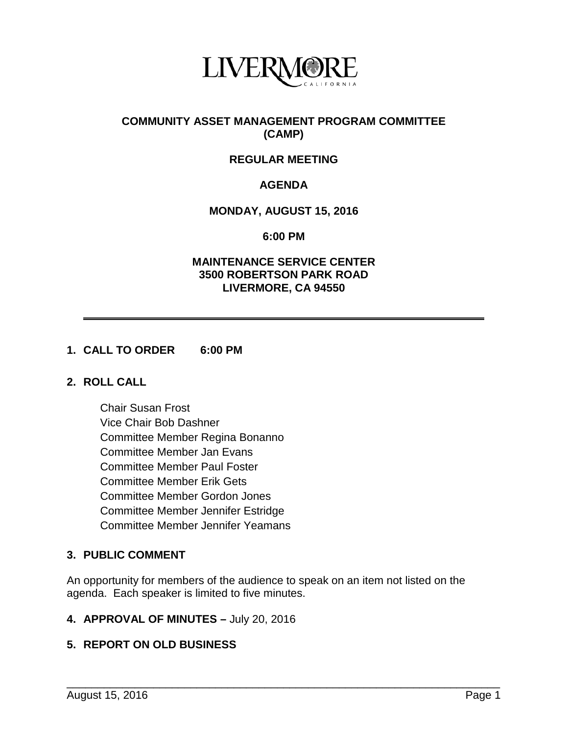LIVERMORE
CALIFORNIA

# COMMUNITY ASSET MANAGEMENT PROGRAM COMMITTEE (CAMP)

## REGULAR MEETING

## AGENDA

**MONDAY, AUGUST 15, 2016**

**6:00 PM**

**MAINTENANCE SERVICE CENTER**
**3500 ROBERTSON PARK ROAD**
**LIVERMORE, CA 94550**

---

**1. CALL TO ORDER 6:00 PM**

**2. ROLL CALL**

Chair Susan Frost
Vice Chair Bob Dashner
Committee Member Regina Bonanno
Committee Member Jan Evans
Committee Member Paul Foster
Committee Member Erik Gets
Committee Member Gordon Jones
Committee Member Jennifer Estridge
Committee Member Jennifer Yeamans

**3. PUBLIC COMMENT**

An opportunity for members of the audience to speak on an item not listed on the agenda. Each speaker is limited to five minutes.

**4. APPROVAL OF MINUTES –** July 20, 2016

**5. REPORT ON OLD BUSINESS**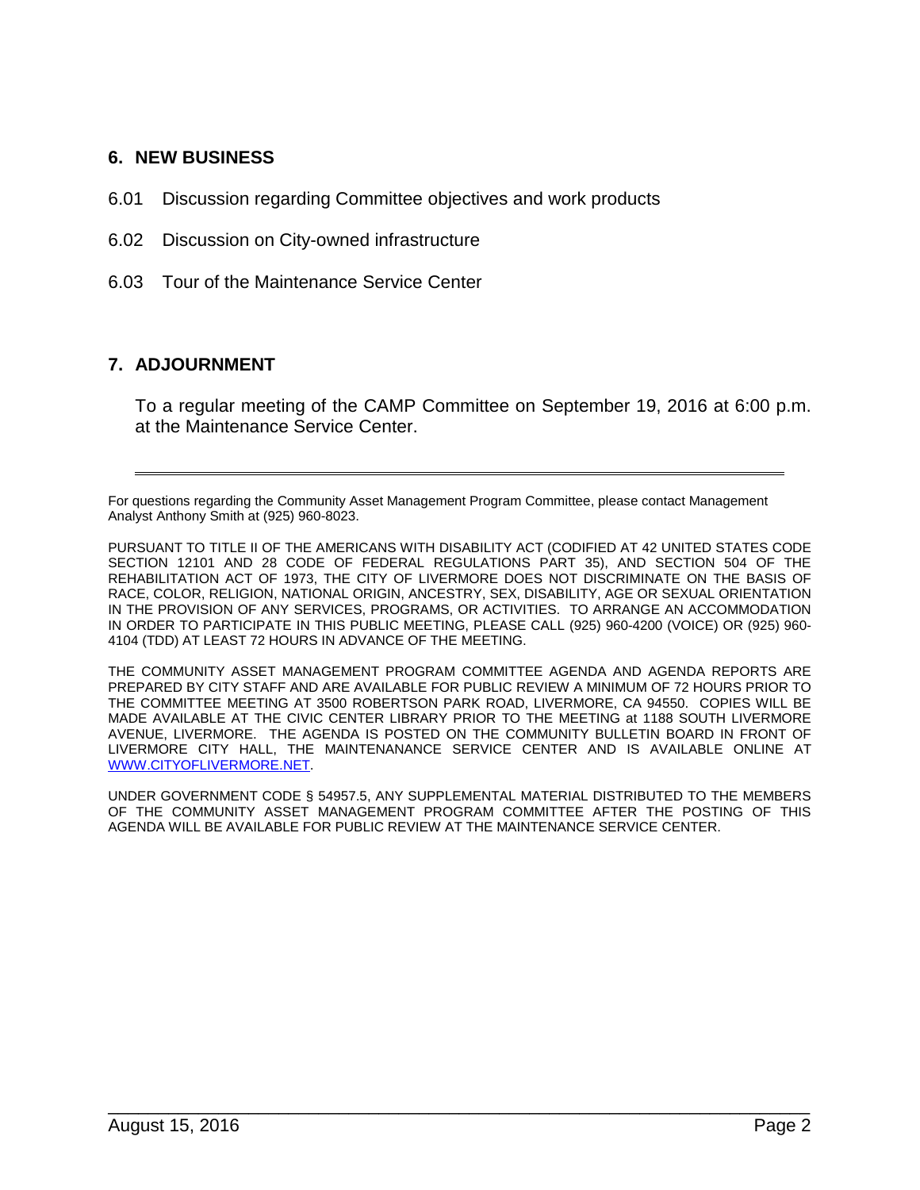## 6. NEW BUSINESS

6.01 Discussion regarding Committee objectives and work products

6.02 Discussion on City-owned infrastructure

6.03 Tour of the Maintenance Service Center

## 7. ADJOURNMENT

To a regular meeting of the CAMP Committee on September 19, 2016 at 6:00 p.m. at the Maintenance Service Center.

---

For questions regarding the Community Asset Management Program Committee, please contact Management Analyst Anthony Smith at (925) 960-8023.

PURSUANT TO TITLE II OF THE AMERICANS WITH DISABILITY ACT (CODIFIED AT 42 UNITED STATES CODE SECTION 12101 AND 28 CODE OF FEDERAL REGULATIONS PART 35), AND SECTION 504 OF THE REHABILITATION ACT OF 1973, THE CITY OF LIVERMORE DOES NOT DISCRIMINATE ON THE BASIS OF RACE, COLOR, RELIGION, NATIONAL ORIGIN, ANCESTRY, SEX, DISABILITY, AGE OR SEXUAL ORIENTATION IN THE PROVISION OF ANY SERVICES, PROGRAMS, OR ACTIVITIES. TO ARRANGE AN ACCOMMODATION IN ORDER TO PARTICIPATE IN THIS PUBLIC MEETING, PLEASE CALL (925) 960-4200 (VOICE) OR (925) 960-4104 (TDD) AT LEAST 72 HOURS IN ADVANCE OF THE MEETING.

THE COMMUNITY ASSET MANAGEMENT PROGRAM COMMITTEE AGENDA AND AGENDA REPORTS ARE PREPARED BY CITY STAFF AND ARE AVAILABLE FOR PUBLIC REVIEW A MINIMUM OF 72 HOURS PRIOR TO THE COMMITTEE MEETING AT 3500 ROBERTSON PARK ROAD, LIVERMORE, CA 94550. COPIES WILL BE MADE AVAILABLE AT THE CIVIC CENTER LIBRARY PRIOR TO THE MEETING at 1188 SOUTH LIVERMORE AVENUE, LIVERMORE. THE AGENDA IS POSTED ON THE COMMUNITY BULLETIN BOARD IN FRONT OF LIVERMORE CITY HALL, THE MAINTENANANCE SERVICE CENTER AND IS AVAILABLE ONLINE AT [WWW.CITYOFLIVERMORE.NET](http://www.cityoflivermore.net).

UNDER GOVERNMENT CODE § 54957.5, ANY SUPPLEMENTAL MATERIAL DISTRIBUTED TO THE MEMBERS OF THE COMMUNITY ASSET MANAGEMENT PROGRAM COMMITTEE AFTER THE POSTING OF THIS AGENDA WILL BE AVAILABLE FOR PUBLIC REVIEW AT THE MAINTENANCE SERVICE CENTER.